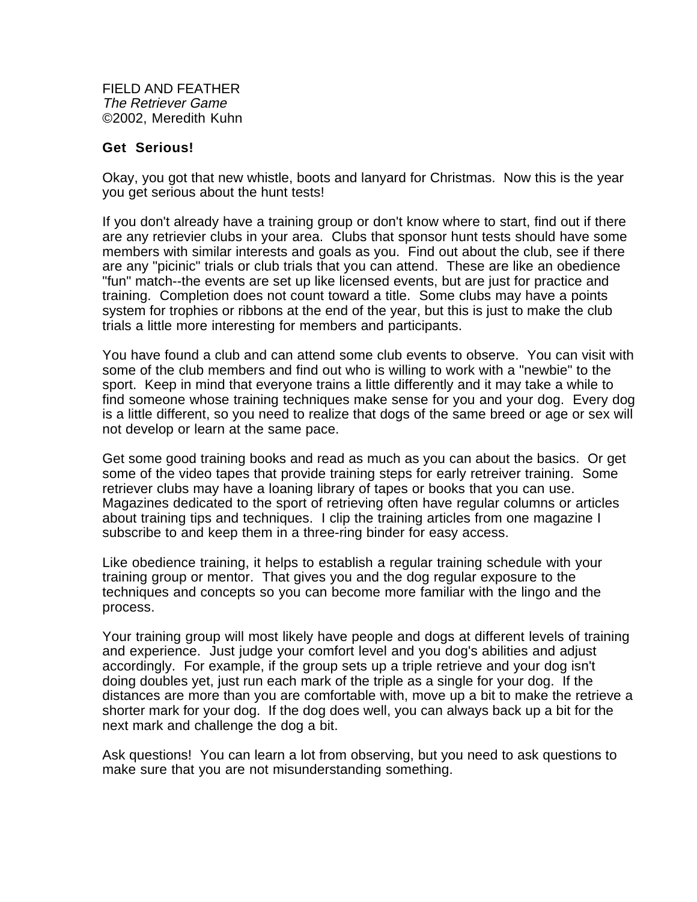FIELD AND FEATHER
*The Retriever Game*
©2002, Meredith Kuhn

## Get Serious!

Okay, you got that new whistle, boots and lanyard for Christmas. Now this is the year you get serious about the hunt tests!

If you don't already have a training group or don't know where to start, find out if there are any retrievier clubs in your area. Clubs that sponsor hunt tests should have some members with similar interests and goals as you. Find out about the club, see if there are any "picinic" trials or club trials that you can attend. These are like an obedience "fun" match--the events are set up like licensed events, but are just for practice and training. Completion does not count toward a title. Some clubs may have a points system for trophies or ribbons at the end of the year, but this is just to make the club trials a little more interesting for members and participants.

You have found a club and can attend some club events to observe. You can visit with some of the club members and find out who is willing to work with a "newbie" to the sport. Keep in mind that everyone trains a little differently and it may take a while to find someone whose training techniques make sense for you and your dog. Every dog is a little different, so you need to realize that dogs of the same breed or age or sex will not develop or learn at the same pace.

Get some good training books and read as much as you can about the basics. Or get some of the video tapes that provide training steps for early retreiver training. Some retriever clubs may have a loaning library of tapes or books that you can use. Magazines dedicated to the sport of retrieving often have regular columns or articles about training tips and techniques. I clip the training articles from one magazine I subscribe to and keep them in a three-ring binder for easy access.

Like obedience training, it helps to establish a regular training schedule with your training group or mentor. That gives you and the dog regular exposure to the techniques and concepts so you can become more familiar with the lingo and the process.

Your training group will most likely have people and dogs at different levels of training and experience. Just judge your comfort level and you dog's abilities and adjust accordingly. For example, if the group sets up a triple retrieve and your dog isn't doing doubles yet, just run each mark of the triple as a single for your dog. If the distances are more than you are comfortable with, move up a bit to make the retrieve a shorter mark for your dog. If the dog does well, you can always back up a bit for the next mark and challenge the dog a bit.

Ask questions! You can learn a lot from observing, but you need to ask questions to make sure that you are not misunderstanding something.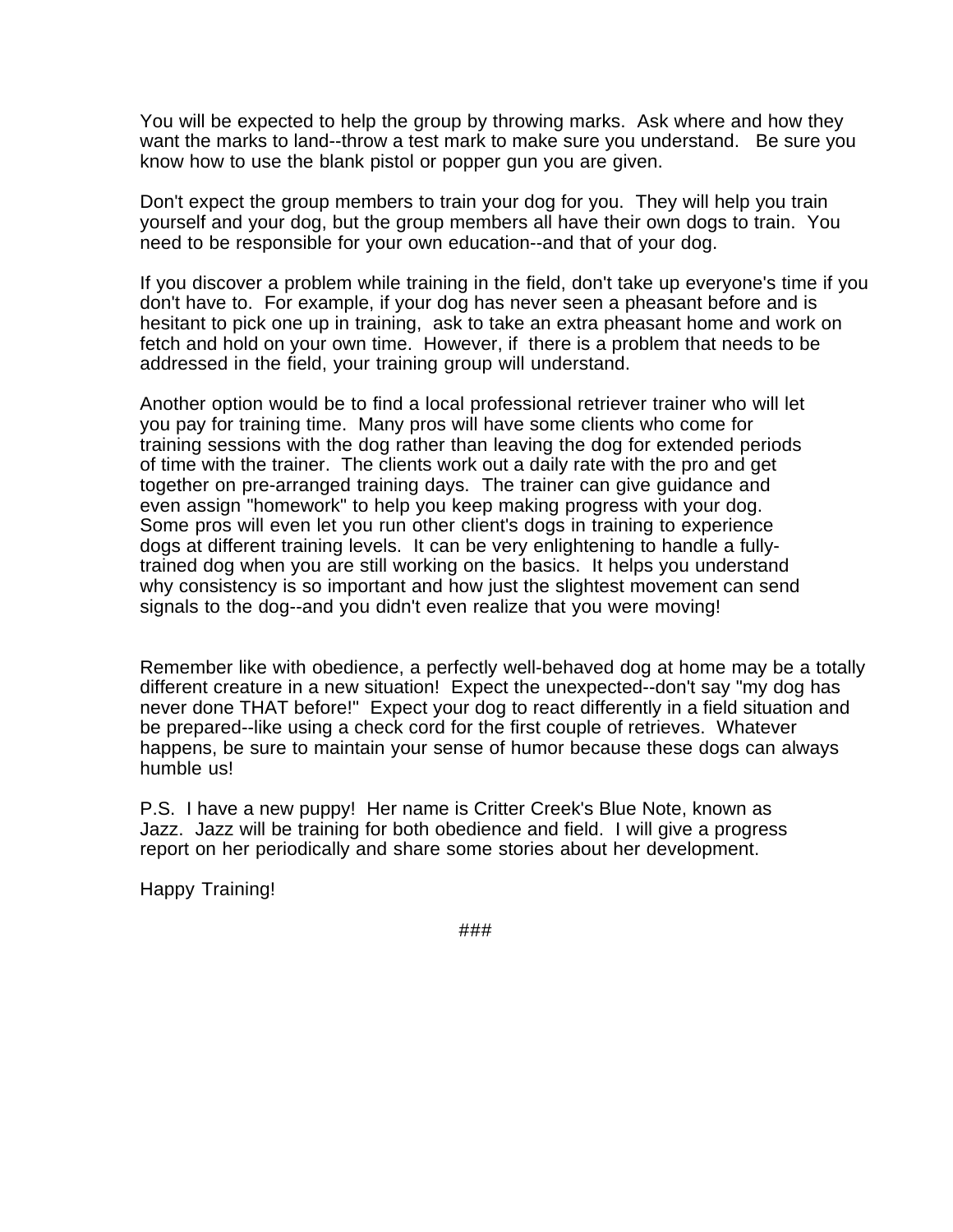You will be expected to help the group by throwing marks. Ask where and how they want the marks to land--throw a test mark to make sure you understand. Be sure you know how to use the blank pistol or popper gun you are given.

Don't expect the group members to train your dog for you. They will help you train yourself and your dog, but the group members all have their own dogs to train. You need to be responsible for your own education--and that of your dog.

If you discover a problem while training in the field, don't take up everyone's time if you don't have to. For example, if your dog has never seen a pheasant before and is hesitant to pick one up in training, ask to take an extra pheasant home and work on fetch and hold on your own time. However, if there is a problem that needs to be addressed in the field, your training group will understand.

Another option would be to find a local professional retriever trainer who will let you pay for training time. Many pros will have some clients who come for training sessions with the dog rather than leaving the dog for extended periods of time with the trainer. The clients work out a daily rate with the pro and get together on pre-arranged training days. The trainer can give guidance and even assign "homework" to help you keep making progress with your dog. Some pros will even let you run other client's dogs in training to experience dogs at different training levels. It can be very enlightening to handle a fully-trained dog when you are still working on the basics. It helps you understand why consistency is so important and how just the slightest movement can send signals to the dog--and you didn't even realize that you were moving!

Remember like with obedience, a perfectly well-behaved dog at home may be a totally different creature in a new situation! Expect the unexpected--don't say "my dog has never done THAT before!" Expect your dog to react differently in a field situation and be prepared--like using a check cord for the first couple of retrieves. Whatever happens, be sure to maintain your sense of humor because these dogs can always humble us!

P.S. I have a new puppy! Her name is Critter Creek's Blue Note, known as Jazz. Jazz will be training for both obedience and field. I will give a progress report on her periodically and share some stories about her development.

Happy Training!

###